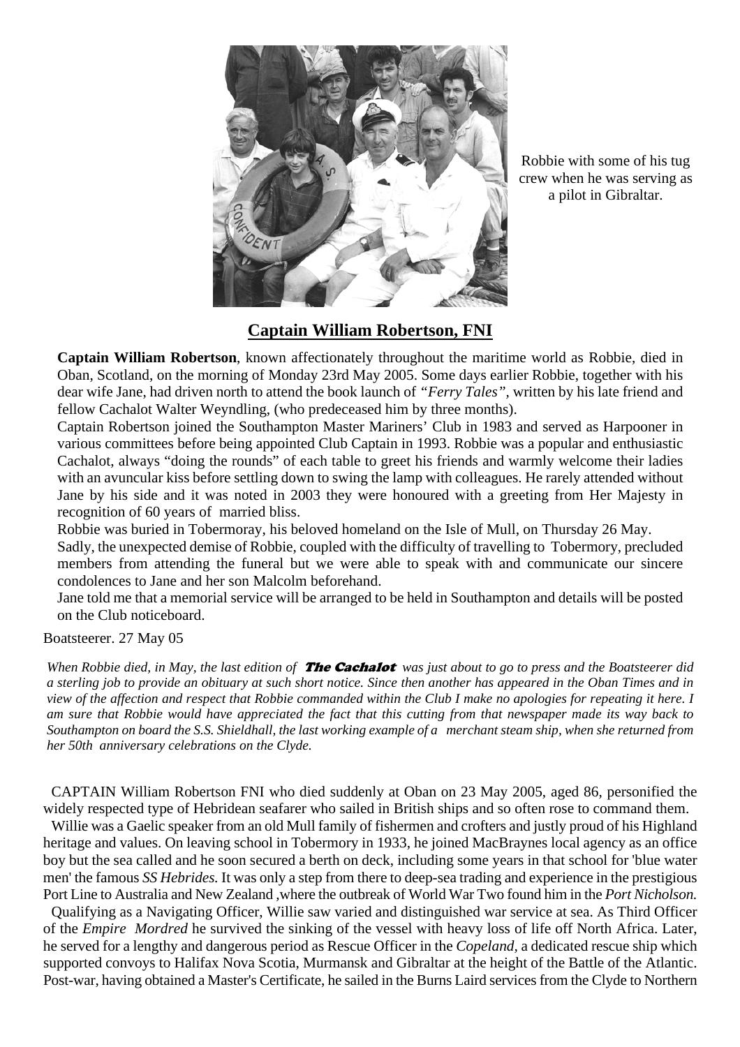Robbie with some of his tug crew when he was serving as a pilot in Gibraltar.

## Captain William Robertson, FNI

**Captain William Robertson**, known affectionately throughout the maritime world as Robbie, died in Oban, Scotland, on the morning of Monday 23rd May 2005. Some days earlier Robbie, together with his dear wife Jane, had driven north to attend the book launch of *"Ferry Tales"*, written by his late friend and fellow Cachalot Walter Weyndling, (who predeceased him by three months).

Captain Robertson joined the Southampton Master Mariners' Club in 1983 and served as Harpooner in various committees before being appointed Club Captain in 1993. Robbie was a popular and enthusiastic Cachalot, always "doing the rounds" of each table to greet his friends and warmly welcome their ladies with an avuncular kiss before settling down to swing the lamp with colleagues. He rarely attended without Jane by his side and it was noted in 2003 they were honoured with a greeting from Her Majesty in recognition of 60 years of married bliss.

Robbie was buried in Tobermoray, his beloved homeland on the Isle of Mull, on Thursday 26 May.

Sadly, the unexpected demise of Robbie, coupled with the difficulty of travelling to Tobermory, precluded members from attending the funeral but we were able to speak with and communicate our sincere condolences to Jane and her son Malcolm beforehand.

Jane told me that a memorial service will be arranged to be held in Southampton and details will be posted on the Club noticeboard.

Boatsteerer. 27 May 05

*When Robbie died, in May, the last edition of* ***The Cachalot*** *was just about to go to press and the Boatsteerer did a sterling job to provide an obituary at such short notice. Since then another has appeared in the Oban Times and in view of the affection and respect that Robbie commanded within the Club I make no apologies for repeating it here. I am sure that Robbie would have appreciated the fact that this cutting from that newspaper made its way back to Southampton on board the S.S. Shieldhall, the last working example of a merchant steam ship, when she returned from her 50th anniversary celebrations on the Clyde.*

CAPTAIN William Robertson FNI who died suddenly at Oban on 23 May 2005, aged 86, personified the widely respected type of Hebridean seafarer who sailed in British ships and so often rose to command them.

Willie was a Gaelic speaker from an old Mull family of fishermen and crofters and justly proud of his Highland heritage and values. On leaving school in Tobermory in 1933, he joined MacBraynes local agency as an office boy but the sea called and he soon secured a berth on deck, including some years in that school for 'blue water men' the famous *SS Hebrides.* It was only a step from there to deep-sea trading and experience in the prestigious Port Line to Australia and New Zealand ,where the outbreak of World War Two found him in the *Port Nicholson.*

Qualifying as a Navigating Officer, Willie saw varied and distinguished war service at sea. As Third Officer of the *Empire Mordred* he survived the sinking of the vessel with heavy loss of life off North Africa. Later, he served for a lengthy and dangerous period as Rescue Officer in the *Copeland*, a dedicated rescue ship which supported convoys to Halifax Nova Scotia, Murmansk and Gibraltar at the height of the Battle of the Atlantic. Post-war, having obtained a Master's Certificate, he sailed in the Burns Laird services from the Clyde to Northern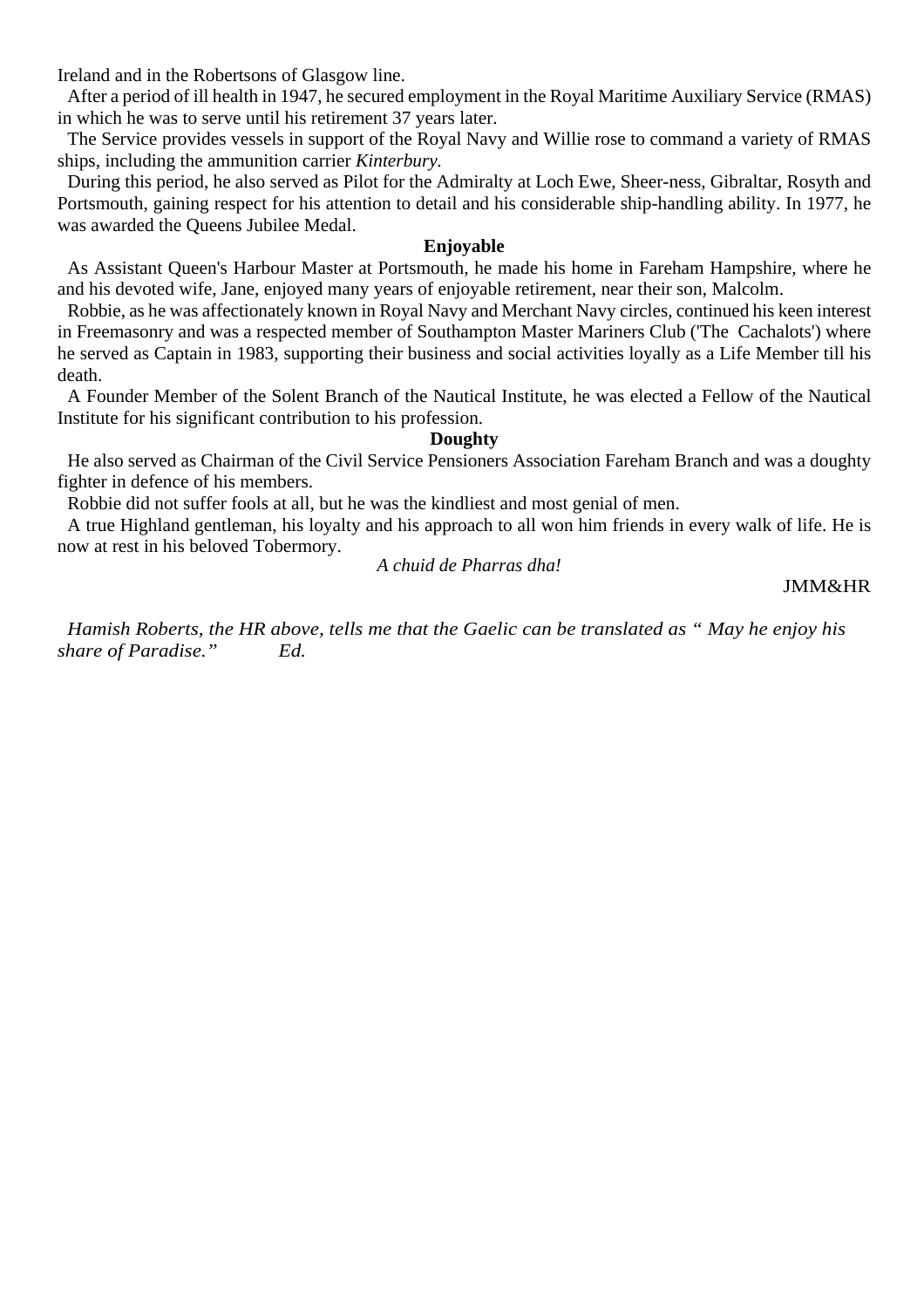Ireland and in the Robertsons of Glasgow line.

After a period of ill health in 1947, he secured employment in the Royal Maritime Auxiliary Service (RMAS) in which he was to serve until his retirement 37 years later.

The Service provides vessels in support of the Royal Navy and Willie rose to command a variety of RMAS ships, including the ammunition carrier *Kinterbury.*

During this period, he also served as Pilot for the Admiralty at Loch Ewe, Sheer-ness, Gibraltar, Rosyth and Portsmouth, gaining respect for his attention to detail and his considerable ship-handling ability. In 1977, he was awarded the Queens Jubilee Medal.

**Enjoyable**

As Assistant Queen's Harbour Master at Portsmouth, he made his home in Fareham Hampshire, where he and his devoted wife, Jane, enjoyed many years of enjoyable retirement, near their son, Malcolm.

Robbie, as he was affectionately known in Royal Navy and Merchant Navy circles, continued his keen interest in Freemasonry and was a respected member of Southampton Master Mariners Club ('The Cachalots') where he served as Captain in 1983, supporting their business and social activities loyally as a Life Member till his death.

A Founder Member of the Solent Branch of the Nautical Institute, he was elected a Fellow of the Nautical Institute for his significant contribution to his profession.

**Doughty**

He also served as Chairman of the Civil Service Pensioners Association Fareham Branch and was a doughty fighter in defence of his members.

Robbie did not suffer fools at all, but he was the kindliest and most genial of men.

A true Highland gentleman, his loyalty and his approach to all won him friends in every walk of life. He is now at rest in his beloved Tobermory.

*A chuid de Pharras dha!*

JMM&HR

*Hamish Roberts, the HR above, tells me that the Gaelic can be translated as " May he enjoy his share of Paradise."* *Ed.*